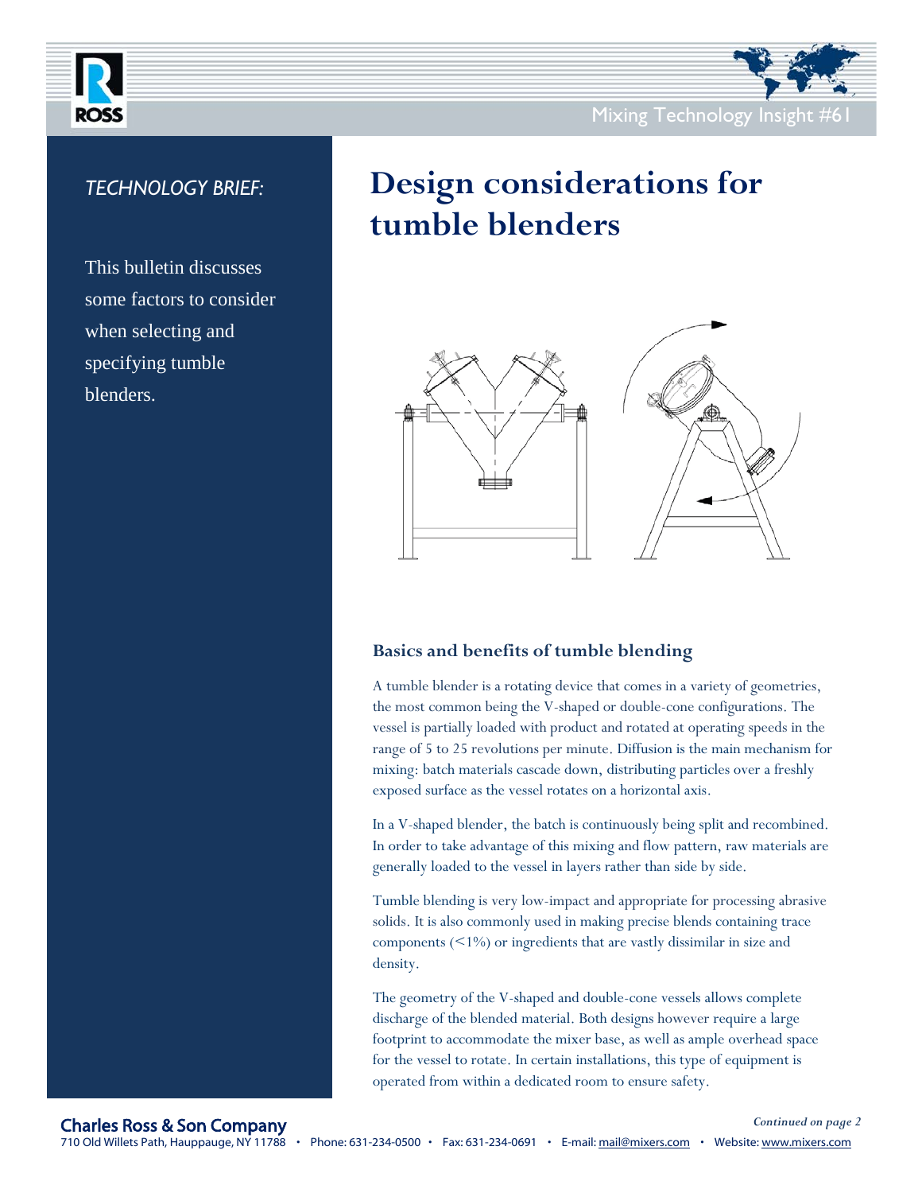Mixing Technology Insight #61

*TECHNOLOGY BRIEF:*

This bulletin discusses some factors to consider when selecting and specifying tumble blenders.

# Design considerations for tumble blenders

## Basics and benefits of tumble blending

A tumble blender is a rotating device that comes in a variety of geometries, the most common being the V-shaped or double-cone configurations. The vessel is partially loaded with product and rotated at operating speeds in the range of 5 to 25 revolutions per minute. Diffusion is the main mechanism for mixing: batch materials cascade down, distributing particles over a freshly exposed surface as the vessel rotates on a horizontal axis.

In a V-shaped blender, the batch is continuously being split and recombined. In order to take advantage of this mixing and flow pattern, raw materials are generally loaded to the vessel in layers rather than side by side.

Tumble blending is very low-impact and appropriate for processing abrasive solids. It is also commonly used in making precise blends containing trace components (<1%) or ingredients that are vastly dissimilar in size and density.

The geometry of the V-shaped and double-cone vessels allows complete discharge of the blended material. Both designs however require a large footprint to accommodate the mixer base, as well as ample overhead space for the vessel to rotate. In certain installations, this type of equipment is operated from within a dedicated room to ensure safety.

*Continued on page 2*

**Charles Ross & Son Company**
710 Old Willets Path, Hauppauge, NY 11788 • Phone: 631-234-0500 • Fax: 631-234-0691 • E-mail: mail@mixers.com • Website: www.mixers.com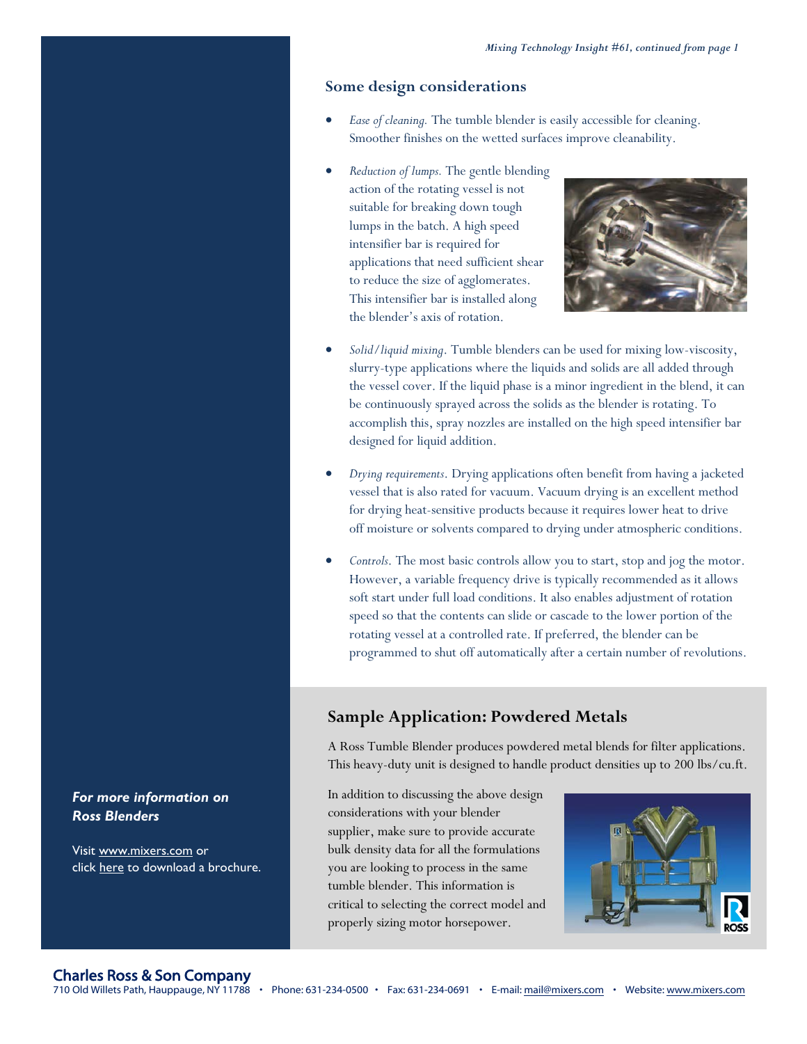*Mixing Technology Insight #61, continued from page 1*

## Some design considerations

- *Ease of cleaning.* The tumble blender is easily accessible for cleaning. Smoother finishes on the wetted surfaces improve cleanability.
- *Reduction of lumps.* The gentle blending action of the rotating vessel is not suitable for breaking down tough lumps in the batch. A high speed intensifier bar is required for applications that need sufficient shear to reduce the size of agglomerates. This intensifier bar is installed along the blender's axis of rotation.
- *Solid/liquid mixing.* Tumble blenders can be used for mixing low-viscosity, slurry-type applications where the liquids and solids are all added through the vessel cover. If the liquid phase is a minor ingredient in the blend, it can be continuously sprayed across the solids as the blender is rotating. To accomplish this, spray nozzles are installed on the high speed intensifier bar designed for liquid addition.
- *Drying requirements.* Drying applications often benefit from having a jacketed vessel that is also rated for vacuum. Vacuum drying is an excellent method for drying heat-sensitive products because it requires lower heat to drive off moisture or solvents compared to drying under atmospheric conditions.
- *Controls.* The most basic controls allow you to start, stop and jog the motor. However, a variable frequency drive is typically recommended as it allows soft start under full load conditions. It also enables adjustment of rotation speed so that the contents can slide or cascade to the lower portion of the rotating vessel at a controlled rate. If preferred, the blender can be programmed to shut off automatically after a certain number of revolutions.

## Sample Application: Powdered Metals

A Ross Tumble Blender produces powdered metal blends for filter applications. This heavy-duty unit is designed to handle product densities up to 200 lbs/cu.ft.

In addition to discussing the above design considerations with your blender supplier, make sure to provide accurate bulk density data for all the formulations you are looking to process in the same tumble blender. This information is critical to selecting the correct model and properly sizing motor horsepower.

***For more information on Ross Blenders***

Visit www.mixers.com or click here to download a brochure.

**Charles Ross & Son Company**
710 Old Willets Path, Hauppauge, NY 11788 • Phone: 631-234-0500 • Fax: 631-234-0691 • E-mail: mail@mixers.com • Website: www.mixers.com